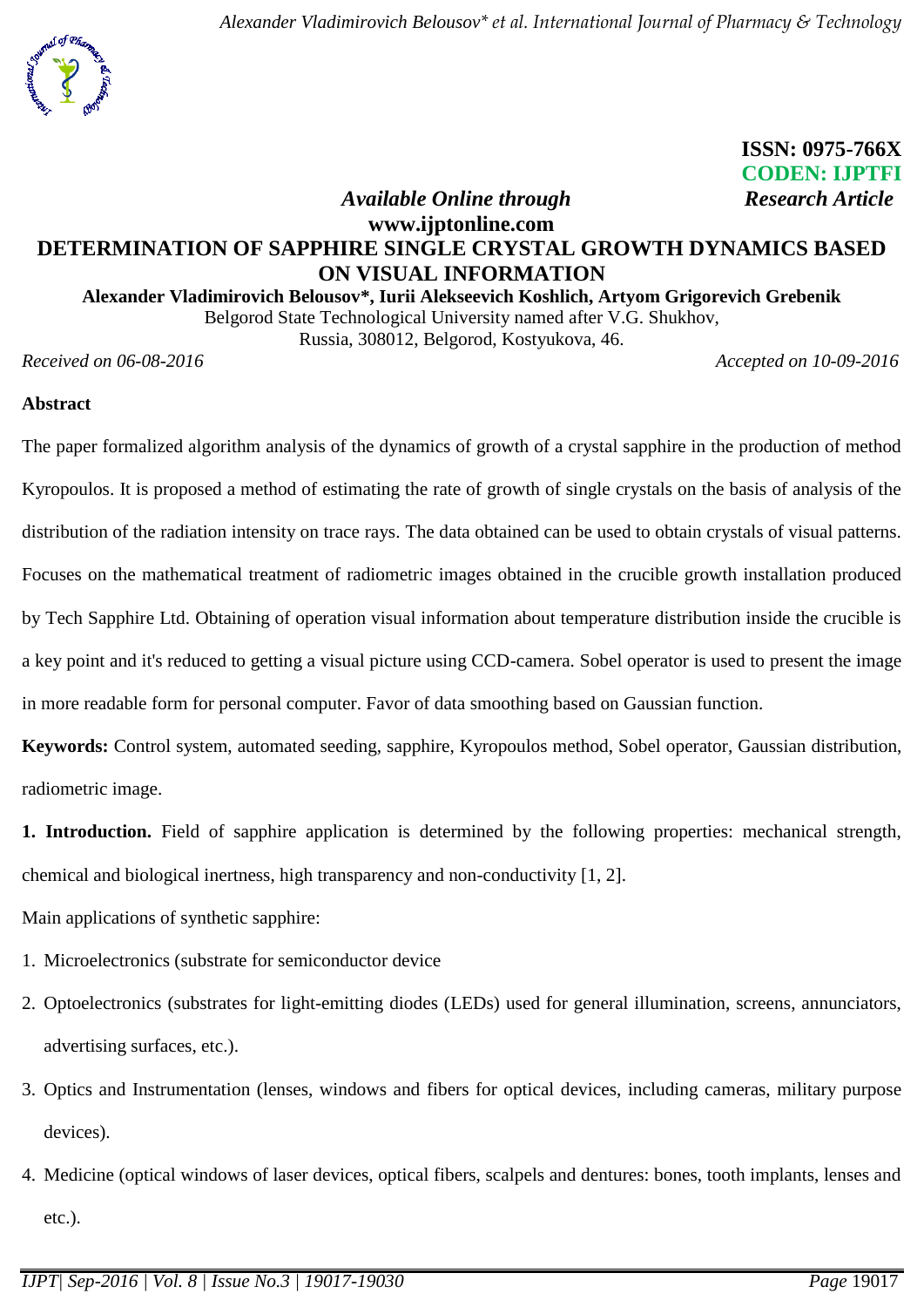ISSN: 0975-766X
CODEN: IJPTFI

*Available Online through* **Research Article**

**www.ijptonline.com**

# DETERMINATION OF SAPPHIRE SINGLE CRYSTAL GROWTH DYNAMICS BASED ON VISUAL INFORMATION

**Alexander Vladimirovich Belousov\*, Iurii Alekseevich Koshlich, Artyom Grigorevich Grebenik**

Belgorod State Technological University named after V.G. Shukhov,
Russia, 308012, Belgorod, Kostyukova, 46.

*Received on 06-08-2016* *Accepted on 10-09-2016*

## Abstract

The paper formalized algorithm analysis of the dynamics of growth of a crystal sapphire in the production of method Kyropoulos. It is proposed a method of estimating the rate of growth of single crystals on the basis of analysis of the distribution of the radiation intensity on trace rays. The data obtained can be used to obtain crystals of visual patterns. Focuses on the mathematical treatment of radiometric images obtained in the crucible growth installation produced by Tech Sapphire Ltd. Obtaining of operation visual information about temperature distribution inside the crucible is a key point and it's reduced to getting a visual picture using CCD-camera. Sobel operator is used to present the image in more readable form for personal computer. Favor of data smoothing based on Gaussian function.

**Keywords:** Control system, automated seeding, sapphire, Kyropoulos method, Sobel operator, Gaussian distribution, radiometric image.

**1. Introduction.** Field of sapphire application is determined by the following properties: mechanical strength, chemical and biological inertness, high transparency and non-conductivity [1, 2].

Main applications of synthetic sapphire:

1. Microelectronics (substrate for semiconductor device
2. Optoelectronics (substrates for light-emitting diodes (LEDs) used for general illumination, screens, annunciators, advertising surfaces, etc.).
3. Optics and Instrumentation (lenses, windows and fibers for optical devices, including cameras, military purpose devices).
4. Medicine (optical windows of laser devices, optical fibers, scalpels and dentures: bones, tooth implants, lenses and etc.).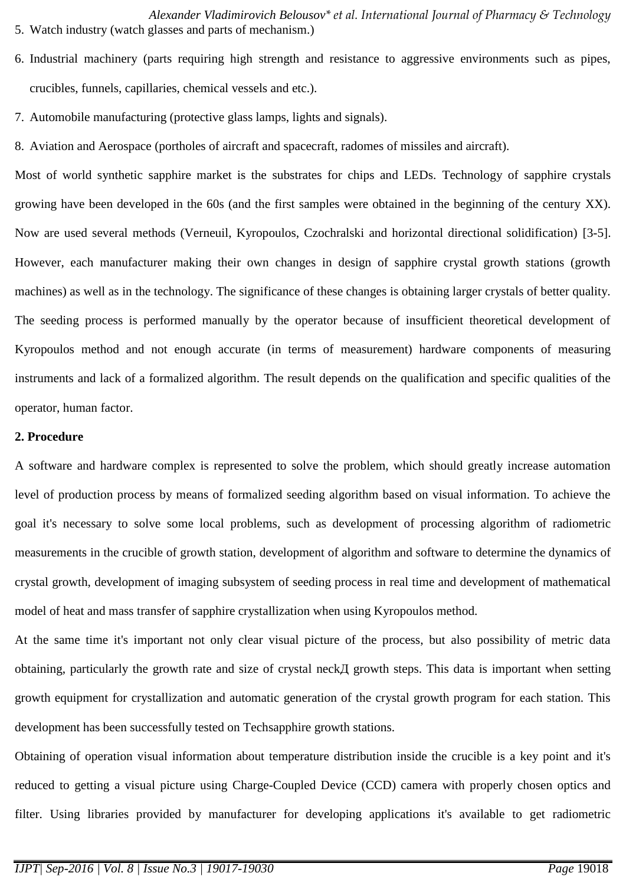5. Watch industry (watch glasses and parts of mechanism.)
6. Industrial machinery (parts requiring high strength and resistance to aggressive environments such as pipes, crucibles, funnels, capillaries, chemical vessels and etc.).
7. Automobile manufacturing (protective glass lamps, lights and signals).
8. Aviation and Aerospace (portholes of aircraft and spacecraft, radomes of missiles and aircraft).

Most of world synthetic sapphire market is the substrates for chips and LEDs. Technology of sapphire crystals growing have been developed in the 60s (and the first samples were obtained in the beginning of the century XX). Now are used several methods (Verneuil, Kyropoulos, Czochralski and horizontal directional solidification) [3-5]. However, each manufacturer making their own changes in design of sapphire crystal growth stations (growth machines) as well as in the technology. The significance of these changes is obtaining larger crystals of better quality. The seeding process is performed manually by the operator because of insufficient theoretical development of Kyropoulos method and not enough accurate (in terms of measurement) hardware components of measuring instruments and lack of a formalized algorithm. The result depends on the qualification and specific qualities of the operator, human factor.

**2. Procedure**

A software and hardware complex is represented to solve the problem, which should greatly increase automation level of production process by means of formalized seeding algorithm based on visual information. To achieve the goal it's necessary to solve some local problems, such as development of processing algorithm of radiometric measurements in the crucible of growth station, development of algorithm and software to determine the dynamics of crystal growth, development of imaging subsystem of seeding process in real time and development of mathematical model of heat and mass transfer of sapphire crystallization when using Kyropoulos method.

At the same time it's important not only clear visual picture of the process, but also possibility of metric data obtaining, particularly the growth rate and size of crystal neckД growth steps. This data is important when setting growth equipment for crystallization and automatic generation of the crystal growth program for each station. This development has been successfully tested on Techsapphire growth stations.

Obtaining of operation visual information about temperature distribution inside the crucible is a key point and it's reduced to getting a visual picture using Charge-Coupled Device (CCD) camera with properly chosen optics and filter. Using libraries provided by manufacturer for developing applications it's available to get radiometric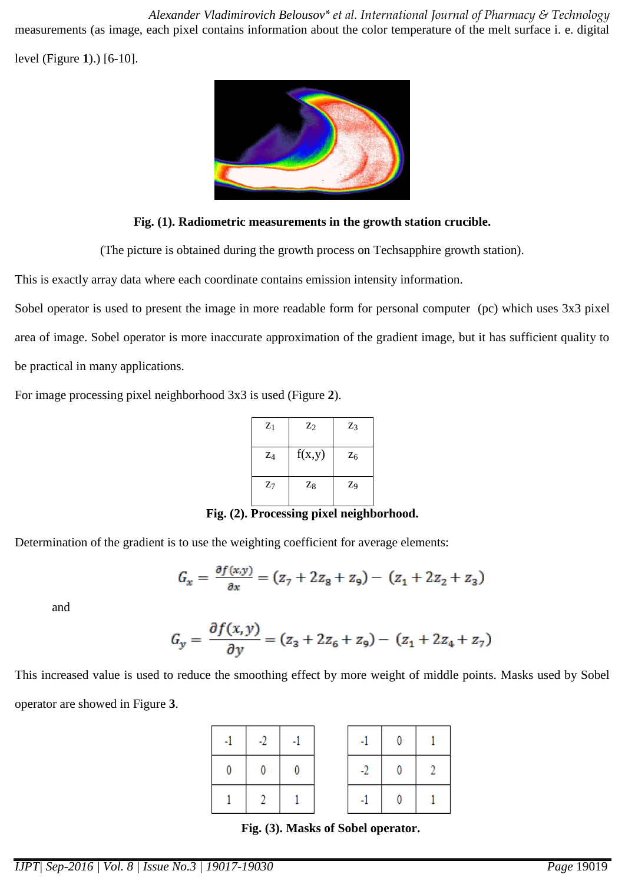measurements (as image, each pixel contains information about the color temperature of the melt surface i. e. digital level (Figure **1**).) [6-10].

**Fig. (1). Radiometric measurements in the growth station crucible.**

(The picture is obtained during the growth process on Techsapphire growth station).

This is exactly array data where each coordinate contains emission intensity information.

Sobel operator is used to present the image in more readable form for personal computer (pc) which uses 3x3 pixel area of image. Sobel operator is more inaccurate approximation of the gradient image, but it has sufficient quality to be practical in many applications.

For image processing pixel neighborhood 3x3 is used (Figure **2**).

| $z_1$ | $z_2$ | $z_3$ |
|---|---|---|
| $z_4$ | f(x,y) | $z_6$ |
| $z_7$ | $z_8$ | $z_9$ |

**Fig. (2). Processing pixel neighborhood.**

Determination of the gradient is to use the weighting coefficient for average elements:

$$G_x = \frac{\partial f(x,y)}{\partial x} = (z_7 + 2z_8 + z_9) - (z_1 + 2z_2 + z_3)$$

and

$$G_y = \frac{\partial f(x,y)}{\partial y} = (z_3 + 2z_6 + z_9) - (z_1 + 2z_4 + z_7)$$

This increased value is used to reduce the smoothing effect by more weight of middle points. Masks used by Sobel operator are showed in Figure **3**.

| -1 | -2 | -1 |
|---|---|---|
| 0 | 0 | 0 |
| 1 | 2 | 1 |

| -1 | 0 | 1 |
|---|---|---|
| -2 | 0 | 2 |
| -1 | 0 | 1 |

**Fig. (3). Masks of Sobel operator.**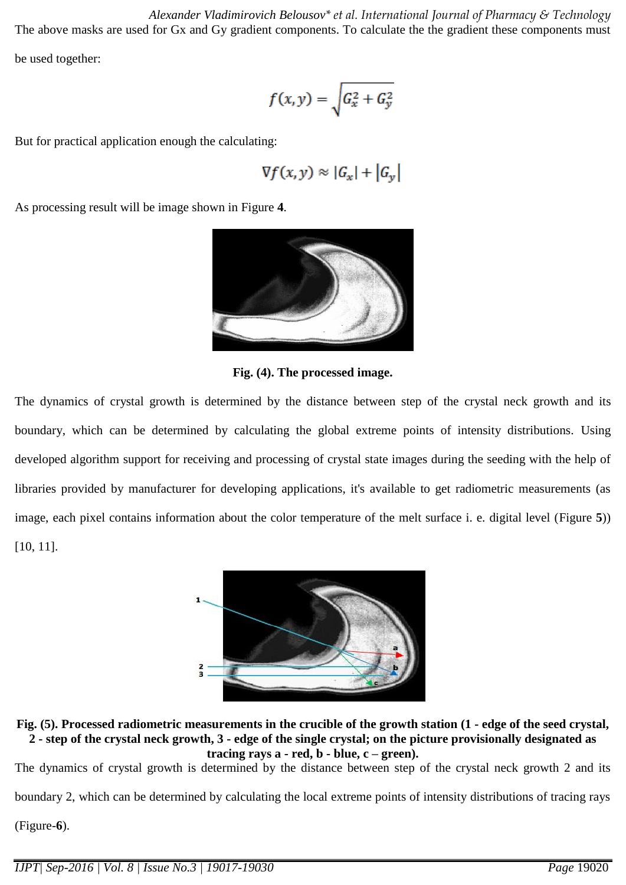The above masks are used for Gx and Gy gradient components. To calculate the the gradient these components must be used together:

$$f(x,y) = \sqrt{G_x^2 + G_y^2}$$

But for practical application enough the calculating:

$$\nabla f(x,y) \approx |G_x| + |G_y|$$

As processing result will be image shown in Figure **4**.

**Fig. (4). The processed image.**

The dynamics of crystal growth is determined by the distance between step of the crystal neck growth and its boundary, which can be determined by calculating the global extreme points of intensity distributions. Using developed algorithm support for receiving and processing of crystal state images during the seeding with the help of libraries provided by manufacturer for developing applications, it's available to get radiometric measurements (as image, each pixel contains information about the color temperature of the melt surface i. e. digital level (Figure **5**)) [10, 11].

**Fig. (5). Processed radiometric measurements in the crucible of the growth station (1 - edge of the seed crystal, 2 - step of the crystal neck growth, 3 - edge of the single crystal; on the picture provisionally designated as tracing rays a - red, b - blue, c – green).**

The dynamics of crystal growth is determined by the distance between step of the crystal neck growth 2 and its boundary 2, which can be determined by calculating the local extreme points of intensity distributions of tracing rays (Figure-**6**).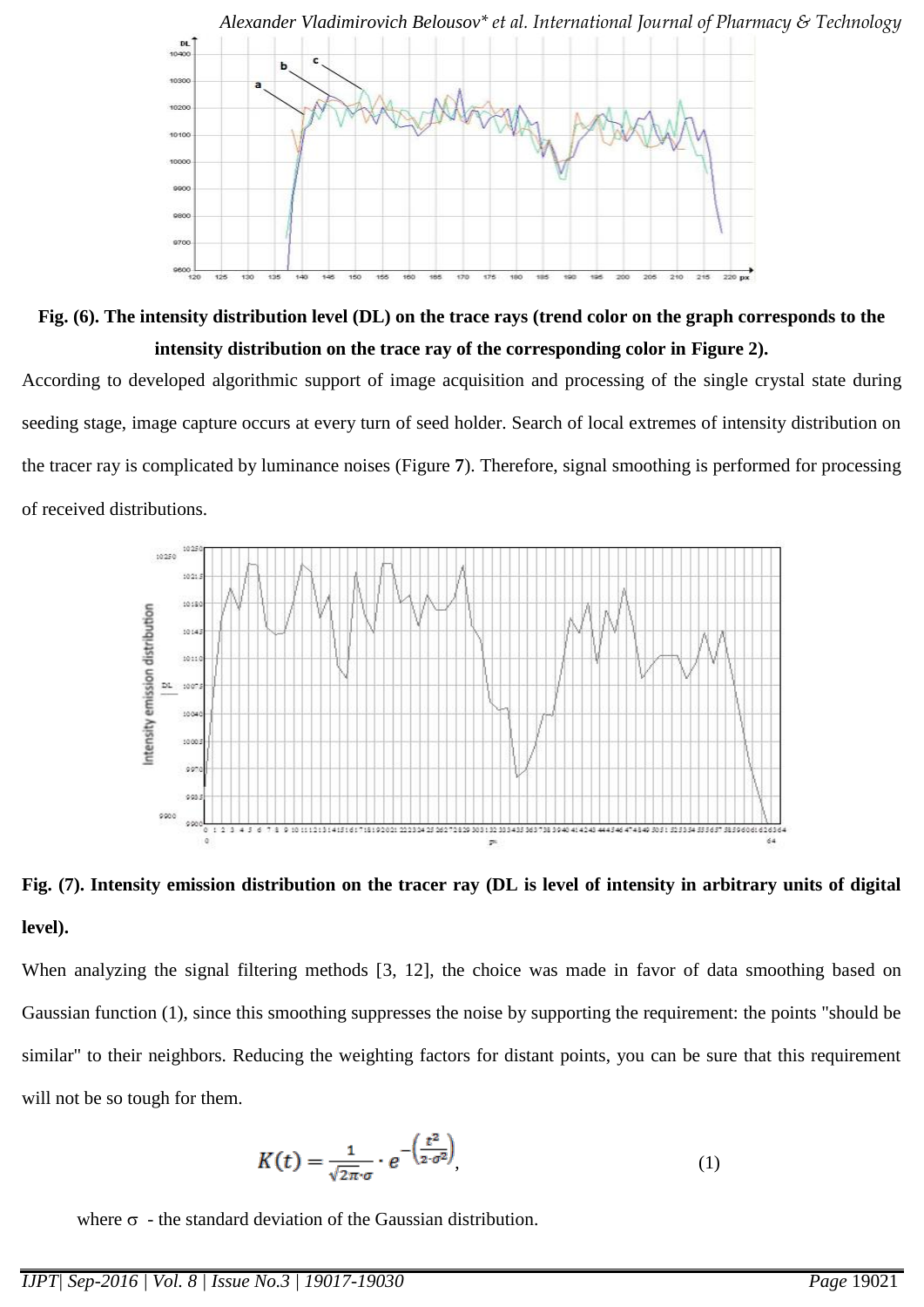**Fig. (6). The intensity distribution level (DL) on the trace rays (trend color on the graph corresponds to the intensity distribution on the trace ray of the corresponding color in Figure 2).**

According to developed algorithmic support of image acquisition and processing of the single crystal state during seeding stage, image capture occurs at every turn of seed holder. Search of local extremes of intensity distribution on the tracer ray is complicated by luminance noises (Figure **7**). Therefore, signal smoothing is performed for processing of received distributions.

**Fig. (7). Intensity emission distribution on the tracer ray (DL is level of intensity in arbitrary units of digital level).**

When analyzing the signal filtering methods [3, 12], the choice was made in favor of data smoothing based on Gaussian function (1), since this smoothing suppresses the noise by supporting the requirement: the points "should be similar" to their neighbors. Reducing the weighting factors for distant points, you can be sure that this requirement will not be so tough for them.

$$K(t) = \frac{1}{\sqrt{2\pi} \cdot \sigma} \cdot e^{-\left(\frac{t^2}{2 \cdot \sigma^2}\right)}, \tag{1}$$

where $\sigma$ - the standard deviation of the Gaussian distribution.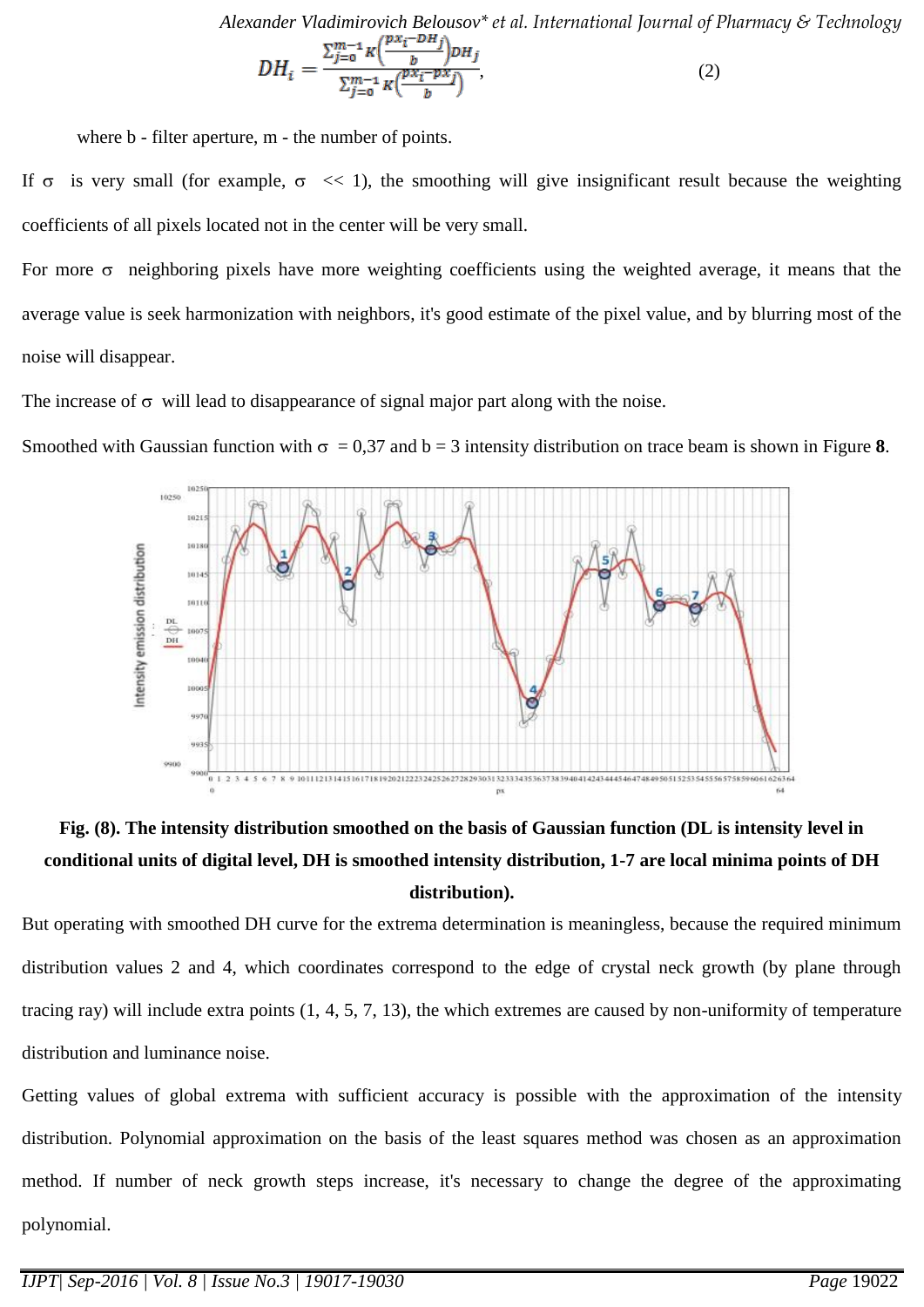$$DH_i = \frac{\sum_{j=0}^{m-1} K\left(\frac{px_i - DH_j}{b}\right) DH_j}{\sum_{j=0}^{m-1} K\left(\frac{px_i - px_j}{b}\right)}, \tag{2}$$

where b - filter aperture, m - the number of points.

If σ is very small (for example, σ << 1), the smoothing will give insignificant result because the weighting coefficients of all pixels located not in the center will be very small.

For more σ neighboring pixels have more weighting coefficients using the weighted average, it means that the average value is seek harmonization with neighbors, it's good estimate of the pixel value, and by blurring most of the noise will disappear.

The increase of σ will lead to disappearance of signal major part along with the noise.

Smoothed with Gaussian function with σ = 0,37 and b = 3 intensity distribution on trace beam is shown in Figure **8**.

**Fig. (8). The intensity distribution smoothed on the basis of Gaussian function (DL is intensity level in conditional units of digital level, DH is smoothed intensity distribution, 1-7 are local minima points of DH distribution).**

But operating with smoothed DH curve for the extrema determination is meaningless, because the required minimum distribution values 2 and 4, which coordinates correspond to the edge of crystal neck growth (by plane through tracing ray) will include extra points (1, 4, 5, 7, 13), the which extremes are caused by non-uniformity of temperature distribution and luminance noise.

Getting values of global extrema with sufficient accuracy is possible with the approximation of the intensity distribution. Polynomial approximation on the basis of the least squares method was chosen as an approximation method. If number of neck growth steps increase, it's necessary to change the degree of the approximating polynomial.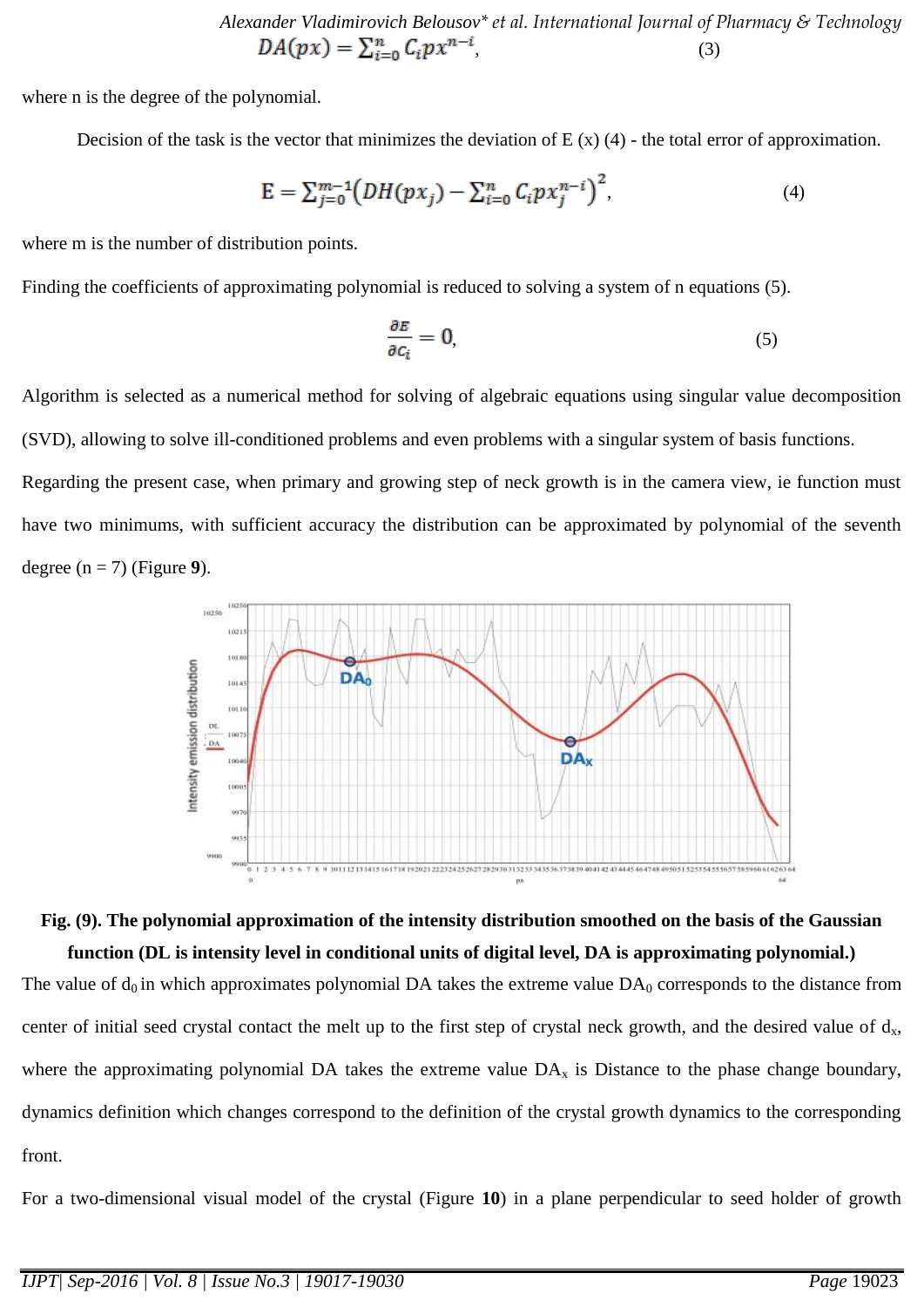$$DA(px) = \sum_{i=0}^{n} C_i px^{n-i}, \tag{3}$$

where n is the degree of the polynomial.

Decision of the task is the vector that minimizes the deviation of E (x) (4) - the total error of approximation.

$$\mathrm{E} = \sum_{j=0}^{m-1} \left( DH(px_j) - \sum_{i=0}^{n} C_i px_j^{n-i} \right)^2, \tag{4}$$

where m is the number of distribution points.

Finding the coefficients of approximating polynomial is reduced to solving a system of n equations (5).

$$\frac{\partial E}{\partial c_i} = 0, \tag{5}$$

Algorithm is selected as a numerical method for solving of algebraic equations using singular value decomposition (SVD), allowing to solve ill-conditioned problems and even problems with a singular system of basis functions.

Regarding the present case, when primary and growing step of neck growth is in the camera view, ie function must have two minimums, with sufficient accuracy the distribution can be approximated by polynomial of the seventh degree (n = 7) (Figure **9**).

**Fig. (9). The polynomial approximation of the intensity distribution smoothed on the basis of the Gaussian function (DL is intensity level in conditional units of digital level, DA is approximating polynomial.)**

The value of $d_0$ in which approximates polynomial DA takes the extreme value $DA_0$ corresponds to the distance from center of initial seed crystal contact the melt up to the first step of crystal neck growth, and the desired value of $d_x$, where the approximating polynomial DA takes the extreme value $DA_x$ is Distance to the phase change boundary, dynamics definition which changes correspond to the definition of the crystal growth dynamics to the corresponding front.

For a two-dimensional visual model of the crystal (Figure **10**) in a plane perpendicular to seed holder of growth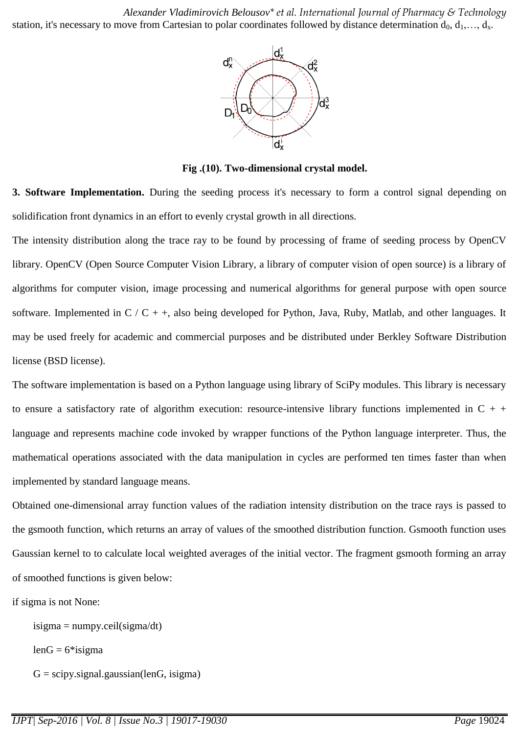station, it's necessary to move from Cartesian to polar coordinates followed by distance determination $d_0, d_1, \ldots, d_x$.

Fig .(10). Two-dimensional crystal model.

**3. Software Implementation.** During the seeding process it's necessary to form a control signal depending on solidification front dynamics in an effort to evenly crystal growth in all directions.

The intensity distribution along the trace ray to be found by processing of frame of seeding process by OpenCV library. OpenCV (Open Source Computer Vision Library, a library of computer vision of open source) is a library of algorithms for computer vision, image processing and numerical algorithms for general purpose with open source software. Implemented in C / C + +, also being developed for Python, Java, Ruby, Matlab, and other languages. It may be used freely for academic and commercial purposes and be distributed under Berkley Software Distribution license (BSD license).

The software implementation is based on a Python language using library of SciPy modules. This library is necessary to ensure a satisfactory rate of algorithm execution: resource-intensive library functions implemented in C + + language and represents machine code invoked by wrapper functions of the Python language interpreter. Thus, the mathematical operations associated with the data manipulation in cycles are performed ten times faster than when implemented by standard language means.

Obtained one-dimensional array function values of the radiation intensity distribution on the trace rays is passed to the gsmooth function, which returns an array of values of the smoothed distribution function. Gsmooth function uses Gaussian kernel to to calculate local weighted averages of the initial vector. The fragment gsmooth forming an array of smoothed functions is given below:

```
if sigma is not None:
    isigma = numpy.ceil(sigma/dt)
    lenG = 6*isigma
    G = scipy.signal.gaussian(lenG, isigma)
```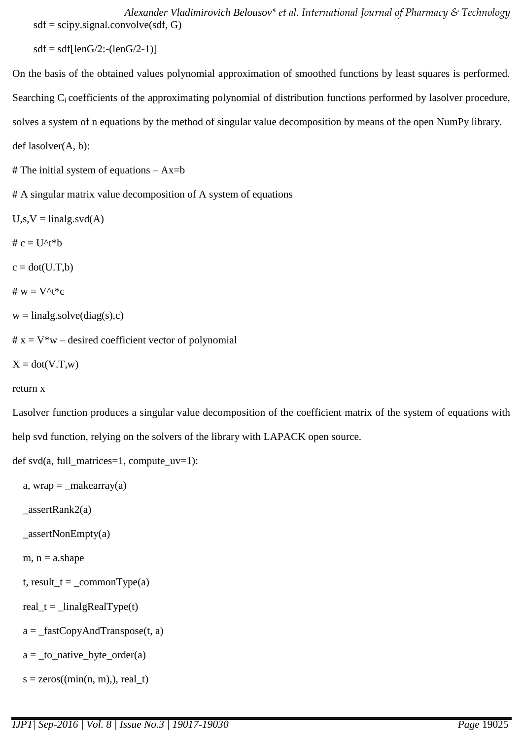```
sdf = scipy.signal.convolve(sdf, G)

sdf = sdf[lenG/2:-(lenG/2-1)]
```

On the basis of the obtained values polynomial approximation of smoothed functions by least squares is performed. Searching $C_i$ coefficients of the approximating polynomial of distribution functions performed by lasolver procedure, solves a system of n equations by the method of singular value decomposition by means of the open NumPy library.

```
def lasolver(A, b):

# The initial system of equations – Ax=b

# A singular matrix value decomposition of A system of equations

U,s,V = linalg.svd(A)

# c = U^t*b

c = dot(U.T,b)

# w = V^t*c

w = linalg.solve(diag(s),c)

# x = V*w – desired coefficient vector of polynomial

X = dot(V.T,w)

return x
```

Lasolver function produces a singular value decomposition of the coefficient matrix of the system of equations with help svd function, relying on the solvers of the library with LAPACK open source.

```
def svd(a, full_matrices=1, compute_uv=1):

    a, wrap = _makearray(a)

    _assertRank2(a)

    _assertNonEmpty(a)

    m, n = a.shape

    t, result_t = _commonType(a)

    real_t = _linalgRealType(t)

    a = _fastCopyAndTranspose(t, a)

    a = _to_native_byte_order(a)

    s = zeros((min(n, m),), real_t)
```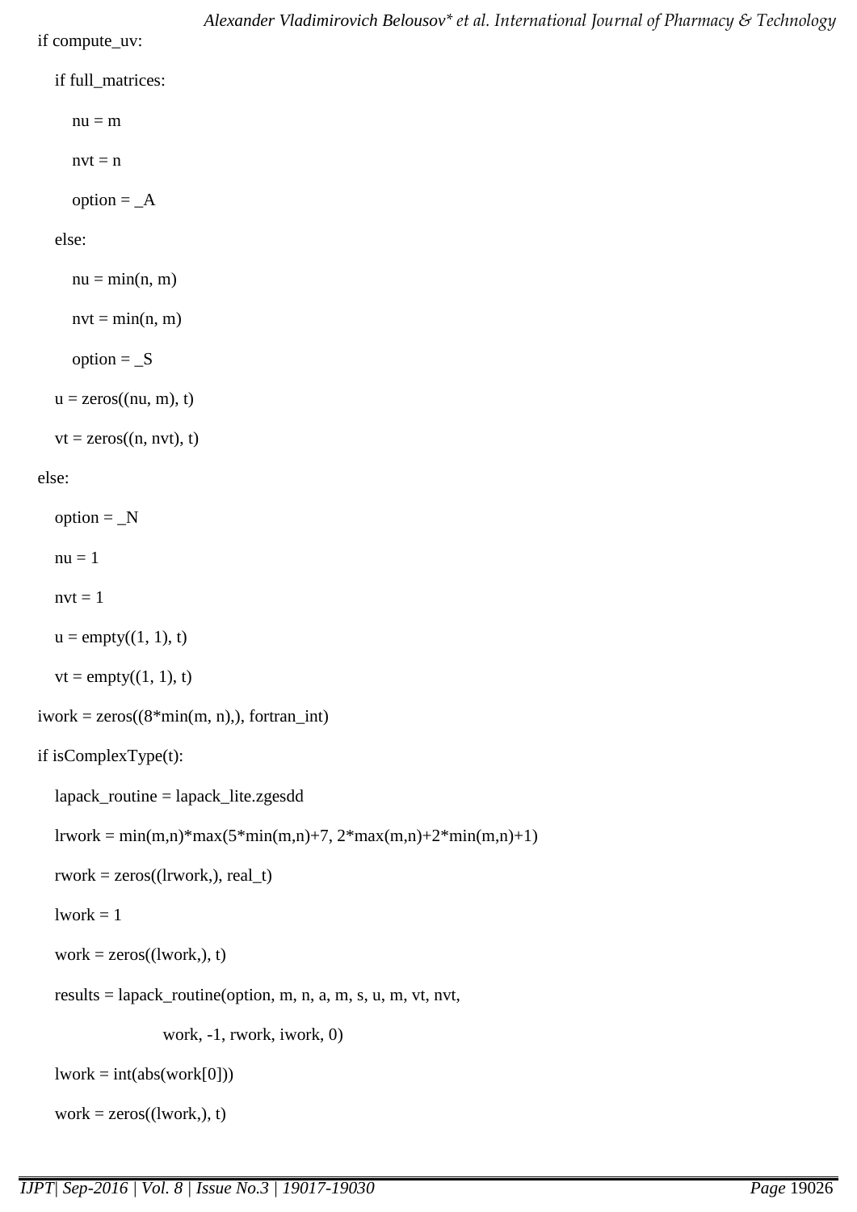```
if compute_uv:
    if full_matrices:
        nu = m
        nvt = n
        option = _A
    else:
        nu = min(n, m)
        nvt = min(n, m)
        option = _S
    u = zeros((nu, m), t)
    vt = zeros((n, nvt), t)
else:
    option = _N
    nu = 1
    nvt = 1
    u = empty((1, 1), t)
    vt = empty((1, 1), t)
iwork = zeros((8*min(m, n),), fortran_int)
if isComplexType(t):
    lapack_routine = lapack_lite.zgesdd
    lrwork = min(m,n)*max(5*min(m,n)+7, 2*max(m,n)+2*min(m,n)+1)
    rwork = zeros((lrwork,), real_t)
    lwork = 1
    work = zeros((lwork,), t)
    results = lapack_routine(option, m, n, a, m, s, u, m, vt, nvt,
                             work, -1, rwork, iwork, 0)
    lwork = int(abs(work[0]))
    work = zeros((lwork,), t)
```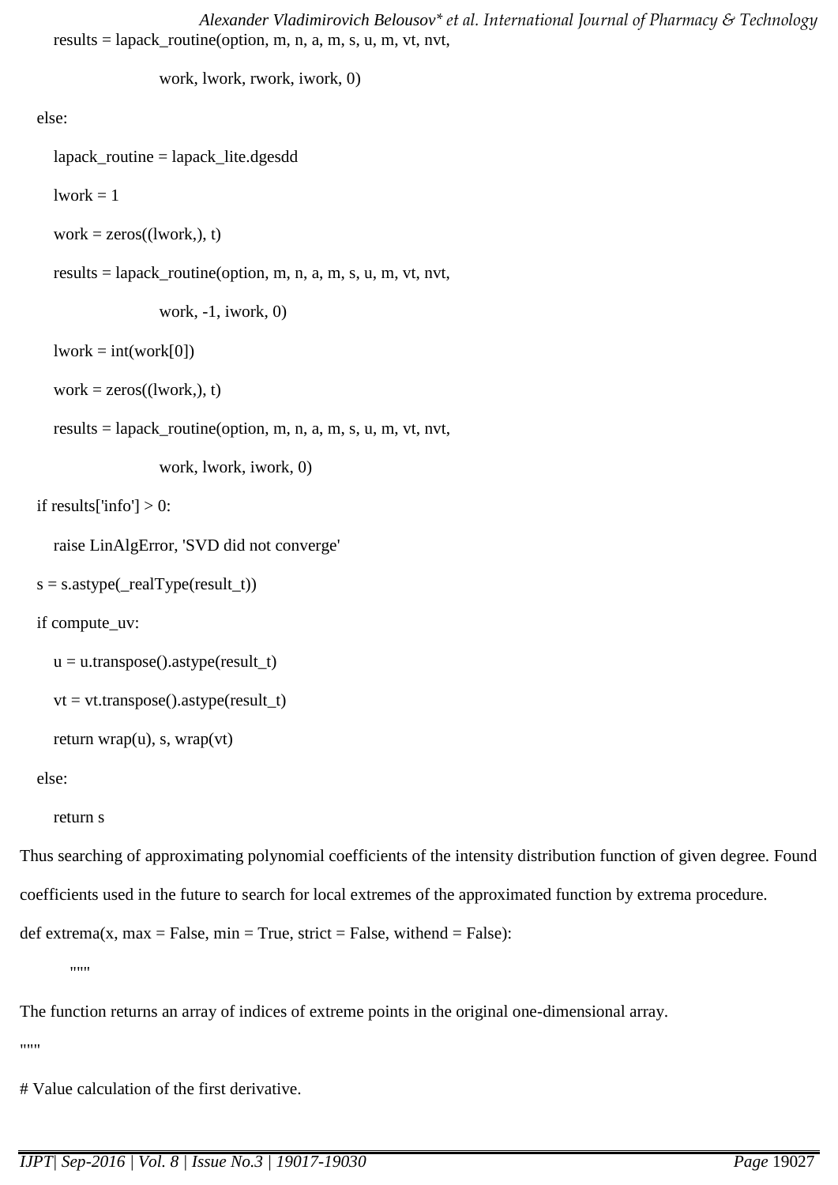```
        results = lapack_routine(option, m, n, a, m, s, u, m, vt, nvt,

                         work, lwork, rwork, iwork, 0)

    else:

        lapack_routine = lapack_lite.dgesdd

        lwork = 1

        work = zeros((lwork,), t)

        results = lapack_routine(option, m, n, a, m, s, u, m, vt, nvt,

                         work, -1, iwork, 0)

        lwork = int(work[0])

        work = zeros((lwork,), t)

        results = lapack_routine(option, m, n, a, m, s, u, m, vt, nvt,

                         work, lwork, iwork, 0)

    if results['info'] > 0:

        raise LinAlgError, 'SVD did not converge'

    s = s.astype(_realType(result_t))

    if compute_uv:

        u = u.transpose().astype(result_t)

        vt = vt.transpose().astype(result_t)

        return wrap(u), s, wrap(vt)

    else:

        return s
```

Thus searching of approximating polynomial coefficients of the intensity distribution function of given degree. Found coefficients used in the future to search for local extremes of the approximated function by extrema procedure.

```
def extrema(x, max = False, min = True, strict = False, withend = False):

        """

The function returns an array of indices of extreme points in the original one-dimensional array.

"""

# Value calculation of the first derivative.
```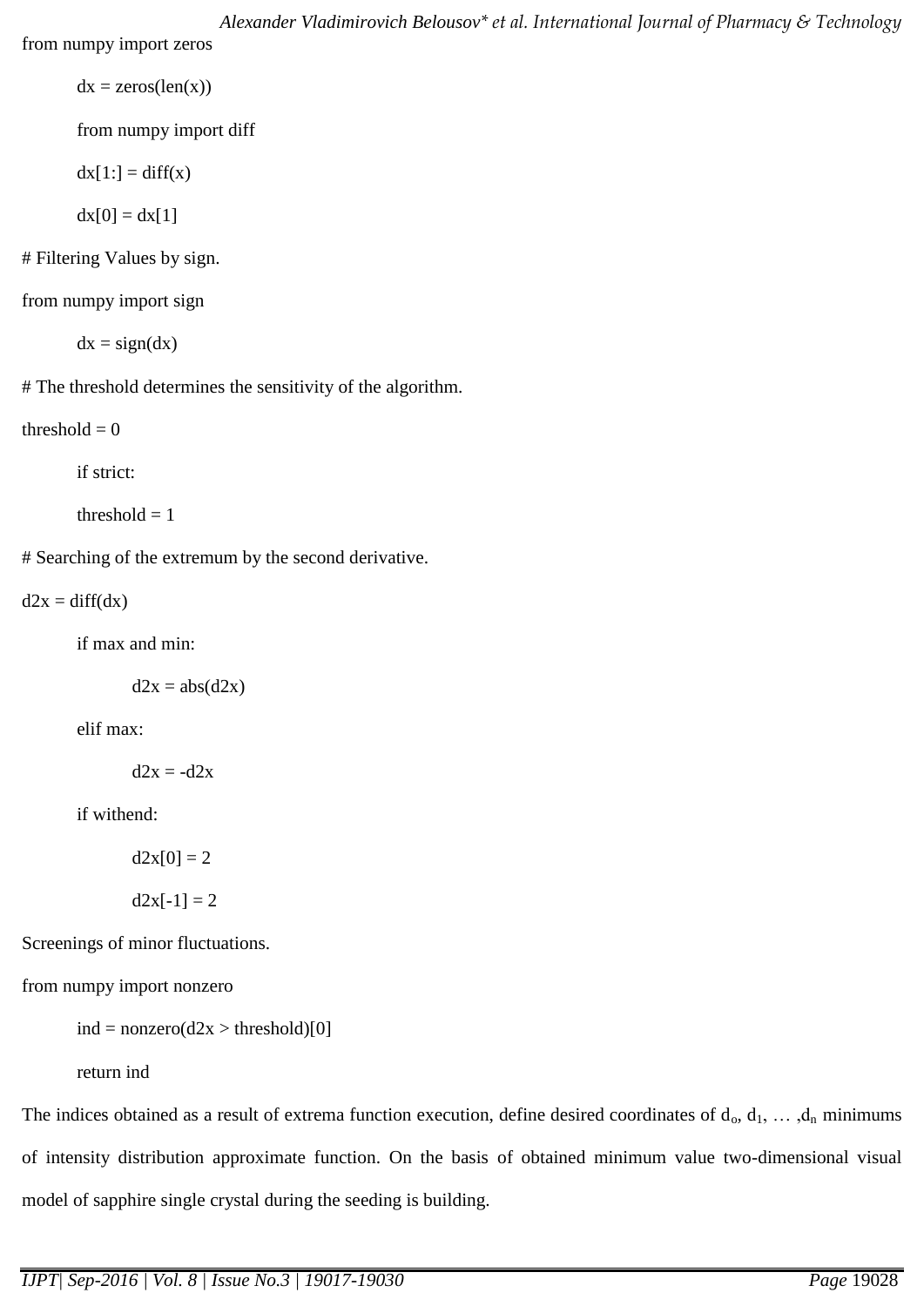```
from numpy import zeros
    dx = zeros(len(x))
    from numpy import diff
    dx[1:] = diff(x)
    dx[0] = dx[1]
# Filtering Values by sign.
from numpy import sign
    dx = sign(dx)
# The threshold determines the sensitivity of the algorithm.
threshold = 0
    if strict:
    threshold = 1
# Searching of the extremum by the second derivative.
d2x = diff(dx)
    if max and min:
        d2x = abs(d2x)
    elif max:
        d2x = -d2x
    if withend:
        d2x[0] = 2
        d2x[-1] = 2
Screenings of minor fluctuations.
from numpy import nonzero
    ind = nonzero(d2x > threshold)[0]
    return ind
```

The indices obtained as a result of extrema function execution, define desired coordinates of $d_o$, $d_1$, … ,$d_n$ minimums of intensity distribution approximate function. On the basis of obtained minimum value two-dimensional visual model of sapphire single crystal during the seeding is building.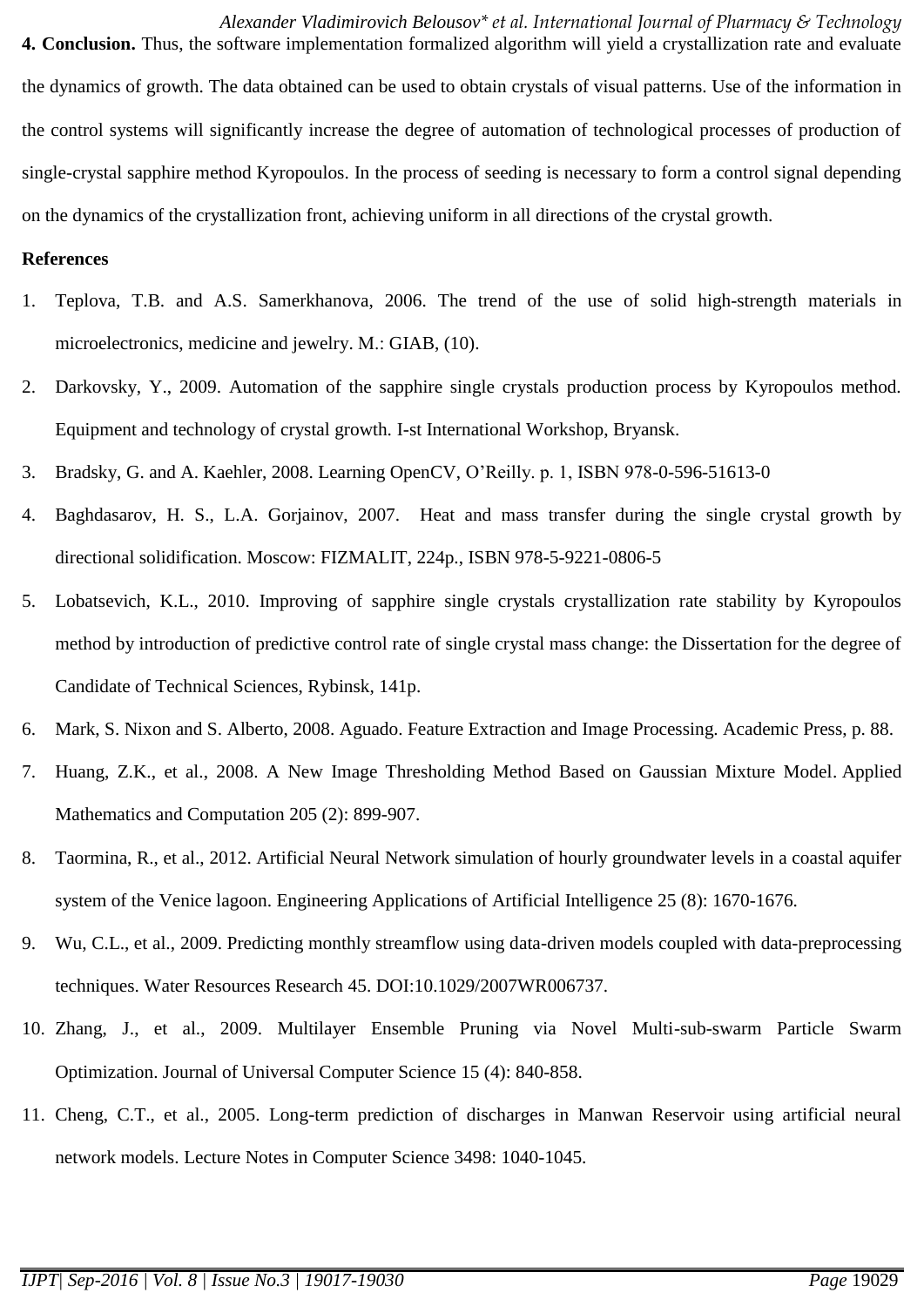**4. Conclusion.** Thus, the software implementation formalized algorithm will yield a crystallization rate and evaluate the dynamics of growth. The data obtained can be used to obtain crystals of visual patterns. Use of the information in the control systems will significantly increase the degree of automation of technological processes of production of single-crystal sapphire method Kyropoulos. In the process of seeding is necessary to form a control signal depending on the dynamics of the crystallization front, achieving uniform in all directions of the crystal growth.

**References**

1. Teplova, T.B. and A.S. Samerkhanova, 2006. The trend of the use of solid high-strength materials in microelectronics, medicine and jewelry. M.: GIAB, (10).
2. Darkovsky, Y., 2009. Automation of the sapphire single crystals production process by Kyropoulos method. Equipment and technology of crystal growth. I-st International Workshop, Bryansk.
3. Bradsky, G. and A. Kaehler, 2008. Learning OpenCV, O'Reilly. p. 1, ISBN 978-0-596-51613-0
4. Baghdasarov, H. S., L.A. Gorjainov, 2007. Heat and mass transfer during the single crystal growth by directional solidification. Moscow: FIZMALIT, 224p., ISBN 978-5-9221-0806-5
5. Lobatsevich, K.L., 2010. Improving of sapphire single crystals crystallization rate stability by Kyropoulos method by introduction of predictive control rate of single crystal mass change: the Dissertation for the degree of Candidate of Technical Sciences, Rybinsk, 141p.
6. Mark, S. Nixon and S. Alberto, 2008. Aguado. Feature Extraction and Image Processing. Academic Press, p. 88.
7. Huang, Z.K., et al., 2008. A New Image Thresholding Method Based on Gaussian Mixture Model. Applied Mathematics and Computation 205 (2): 899-907.
8. Taormina, R., et al., 2012. Artificial Neural Network simulation of hourly groundwater levels in a coastal aquifer system of the Venice lagoon. Engineering Applications of Artificial Intelligence 25 (8): 1670-1676.
9. Wu, C.L., et al., 2009. Predicting monthly streamflow using data-driven models coupled with data-preprocessing techniques. Water Resources Research 45. DOI:10.1029/2007WR006737.
10. Zhang, J., et al., 2009. Multilayer Ensemble Pruning via Novel Multi-sub-swarm Particle Swarm Optimization. Journal of Universal Computer Science 15 (4): 840-858.
11. Cheng, C.T., et al., 2005. Long-term prediction of discharges in Manwan Reservoir using artificial neural network models. Lecture Notes in Computer Science 3498: 1040-1045.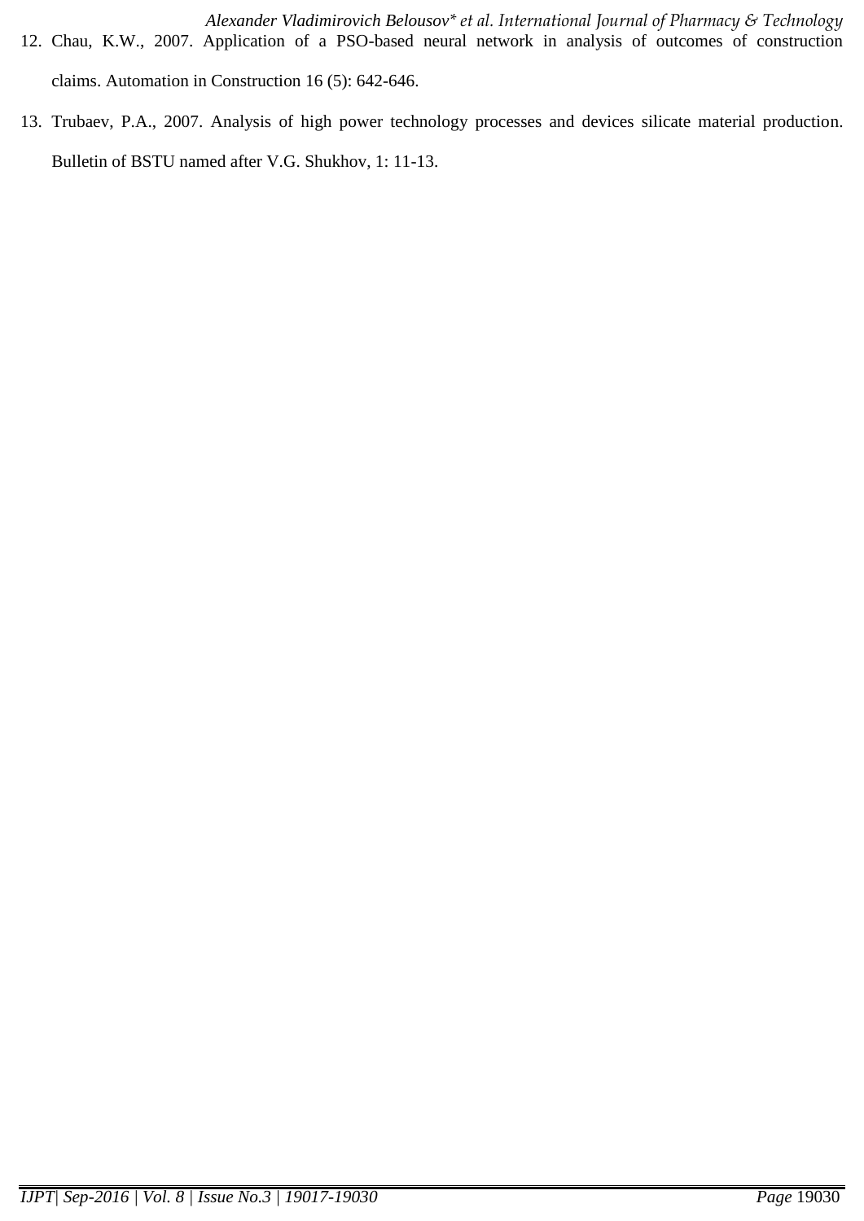12. Chau, K.W., 2007. Application of a PSO-based neural network in analysis of outcomes of construction claims. Automation in Construction 16 (5): 642-646.
13. Trubaev, P.A., 2007. Analysis of high power technology processes and devices silicate material production. Bulletin of BSTU named after V.G. Shukhov, 1: 11-13.